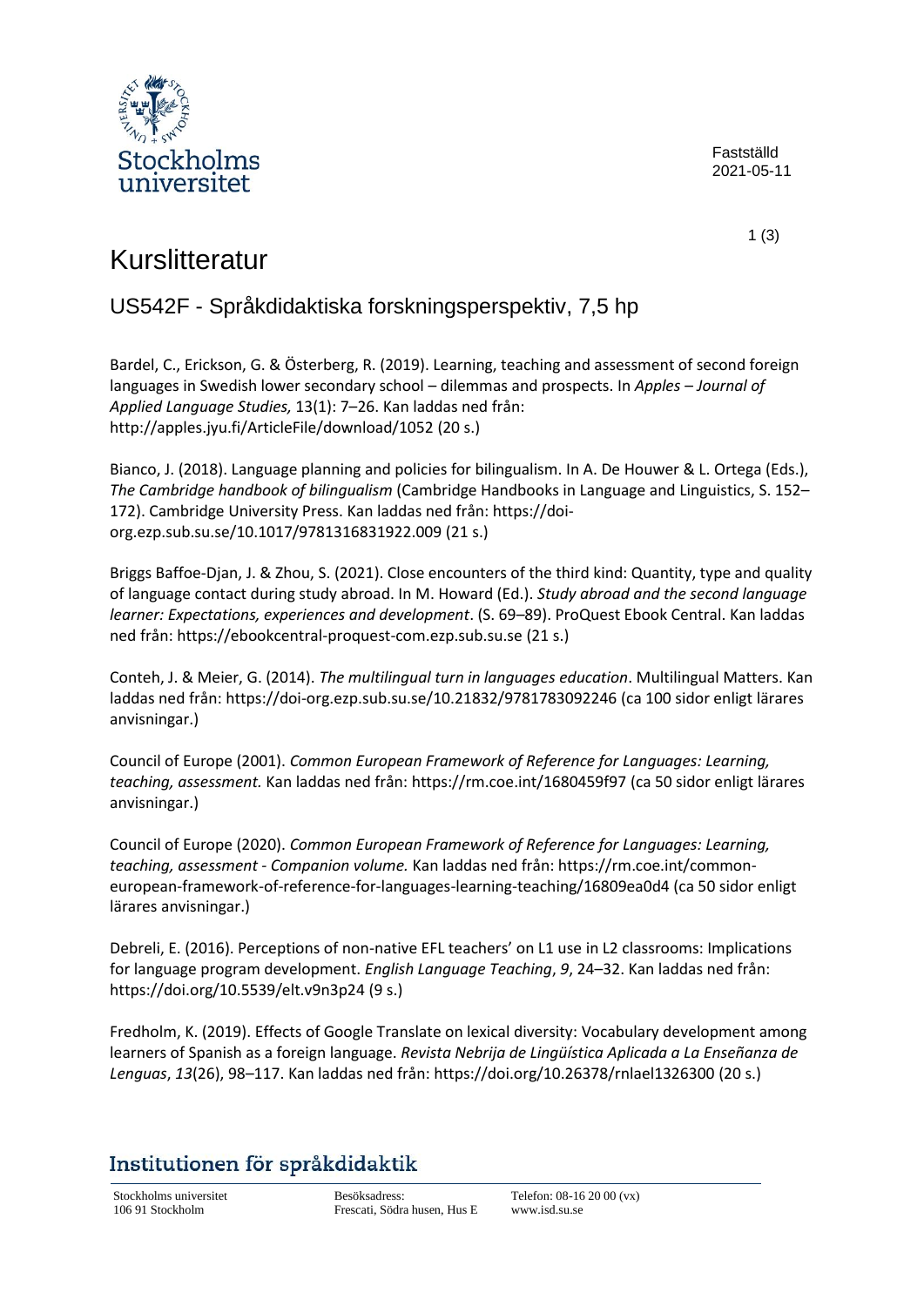Fastställd
2021-05-11

# Kurslitteratur

## US542F - Språkdidaktiska forskningsperspektiv, 7,5 hp

Bardel, C., Erickson, G. & Österberg, R. (2019). Learning, teaching and assessment of second foreign languages in Swedish lower secondary school – dilemmas and prospects. In *Apples – Journal of Applied Language Studies,* 13(1): 7–26. Kan laddas ned från: http://apples.jyu.fi/ArticleFile/download/1052 (20 s.)

Bianco, J. (2018). Language planning and policies for bilingualism. In A. De Houwer & L. Ortega (Eds.), *The Cambridge handbook of bilingualism* (Cambridge Handbooks in Language and Linguistics, S. 152–172). Cambridge University Press. Kan laddas ned från: https://doi-org.ezp.sub.su.se/10.1017/9781316831922.009 (21 s.)

Briggs Baffoe-Djan, J. & Zhou, S. (2021). Close encounters of the third kind: Quantity, type and quality of language contact during study abroad. In M. Howard (Ed.). *Study abroad and the second language learner: Expectations, experiences and development*. (S. 69–89). ProQuest Ebook Central. Kan laddas ned från: https://ebookcentral-proquest-com.ezp.sub.su.se (21 s.)

Conteh, J. & Meier, G. (2014). *The multilingual turn in languages education*. Multilingual Matters. Kan laddas ned från: https://doi-org.ezp.sub.su.se/10.21832/9781783092246 (ca 100 sidor enligt lärares anvisningar.)

Council of Europe (2001). *Common European Framework of Reference for Languages: Learning, teaching, assessment.* Kan laddas ned från: https://rm.coe.int/1680459f97 (ca 50 sidor enligt lärares anvisningar.)

Council of Europe (2020). *Common European Framework of Reference for Languages: Learning, teaching, assessment - Companion volume.* Kan laddas ned från: https://rm.coe.int/common-european-framework-of-reference-for-languages-learning-teaching/16809ea0d4 (ca 50 sidor enligt lärares anvisningar.)

Debreli, E. (2016). Perceptions of non-native EFL teachers' on L1 use in L2 classrooms: Implications for language program development. *English Language Teaching*, *9*, 24–32. Kan laddas ned från: https://doi.org/10.5539/elt.v9n3p24 (9 s.)

Fredholm, K. (2019). Effects of Google Translate on lexical diversity: Vocabulary development among learners of Spanish as a foreign language. *Revista Nebrija de Lingüística Aplicada a La Enseñanza de Lenguas*, *13*(26), 98–117. Kan laddas ned från: https://doi.org/10.26378/rnlael1326300 (20 s.)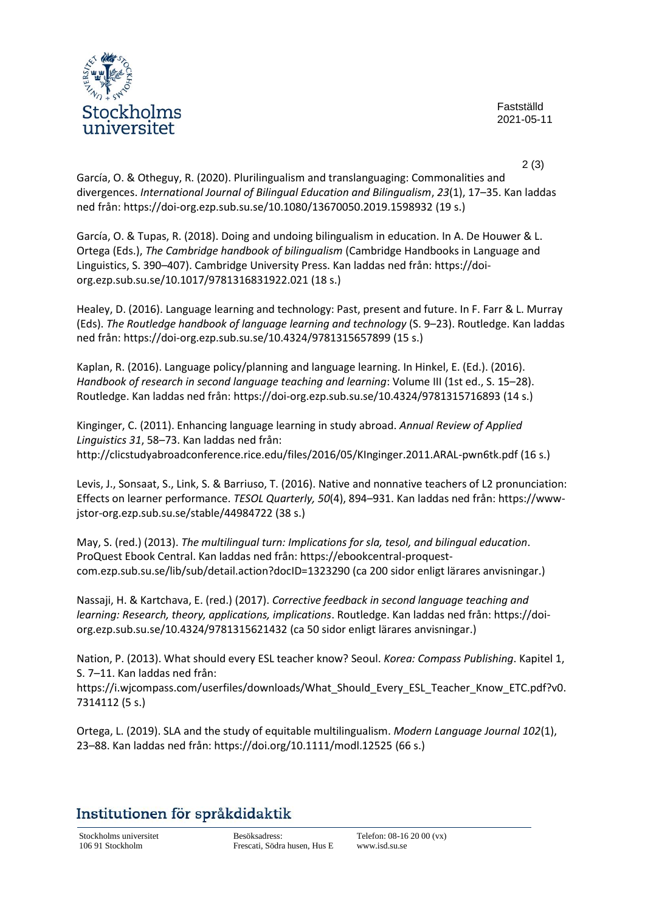García, O. & Otheguy, R. (2020). Plurilingualism and translanguaging: Commonalities and divergences. *International Journal of Bilingual Education and Bilingualism*, *23*(1), 17–35. Kan laddas ned från: https://doi-org.ezp.sub.su.se/10.1080/13670050.2019.1598932 (19 s.)

García, O. & Tupas, R. (2018). Doing and undoing bilingualism in education. In A. De Houwer & L. Ortega (Eds.), *The Cambridge handbook of bilingualism* (Cambridge Handbooks in Language and Linguistics, S. 390–407). Cambridge University Press. Kan laddas ned från: https://doi-org.ezp.sub.su.se/10.1017/9781316831922.021 (18 s.)

Healey, D. (2016). Language learning and technology: Past, present and future. In F. Farr & L. Murray (Eds). *The Routledge handbook of language learning and technology* (S. 9–23). Routledge. Kan laddas ned från: https://doi-org.ezp.sub.su.se/10.4324/9781315657899 (15 s.)

Kaplan, R. (2016). Language policy/planning and language learning. In Hinkel, E. (Ed.). (2016). *Handbook of research in second language teaching and learning*: Volume III (1st ed., S. 15–28). Routledge. Kan laddas ned från: https://doi-org.ezp.sub.su.se/10.4324/9781315716893 (14 s.)

Kinginger, C. (2011). Enhancing language learning in study abroad. *Annual Review of Applied Linguistics 31*, 58–73. Kan laddas ned från: http://clicstudyabroadconference.rice.edu/files/2016/05/KInginger.2011.ARAL-pwn6tk.pdf (16 s.)

Levis, J., Sonsaat, S., Link, S. & Barriuso, T. (2016). Native and nonnative teachers of L2 pronunciation: Effects on learner performance. *TESOL Quarterly, 50*(4), 894–931. Kan laddas ned från: https://www-jstor-org.ezp.sub.su.se/stable/44984722 (38 s.)

May, S. (red.) (2013). *The multilingual turn: Implications for sla, tesol, and bilingual education*. ProQuest Ebook Central. Kan laddas ned från: https://ebookcentral-proquest-com.ezp.sub.su.se/lib/sub/detail.action?docID=1323290 (ca 200 sidor enligt lärares anvisningar.)

Nassaji, H. & Kartchava, E. (red.) (2017). *Corrective feedback in second language teaching and learning: Research, theory, applications, implications*. Routledge. Kan laddas ned från: https://doi-org.ezp.sub.su.se/10.4324/9781315621432 (ca 50 sidor enligt lärares anvisningar.)

Nation, P. (2013). What should every ESL teacher know? Seoul. *Korea: Compass Publishing*. Kapitel 1, S. 7–11. Kan laddas ned från: https://i.wjcompass.com/userfiles/downloads/What_Should_Every_ESL_Teacher_Know_ETC.pdf?v0.7314112 (5 s.)

Ortega, L. (2019). SLA and the study of equitable multilingualism. *Modern Language Journal 102*(1), 23–88. Kan laddas ned från: https://doi.org/10.1111/modl.12525 (66 s.)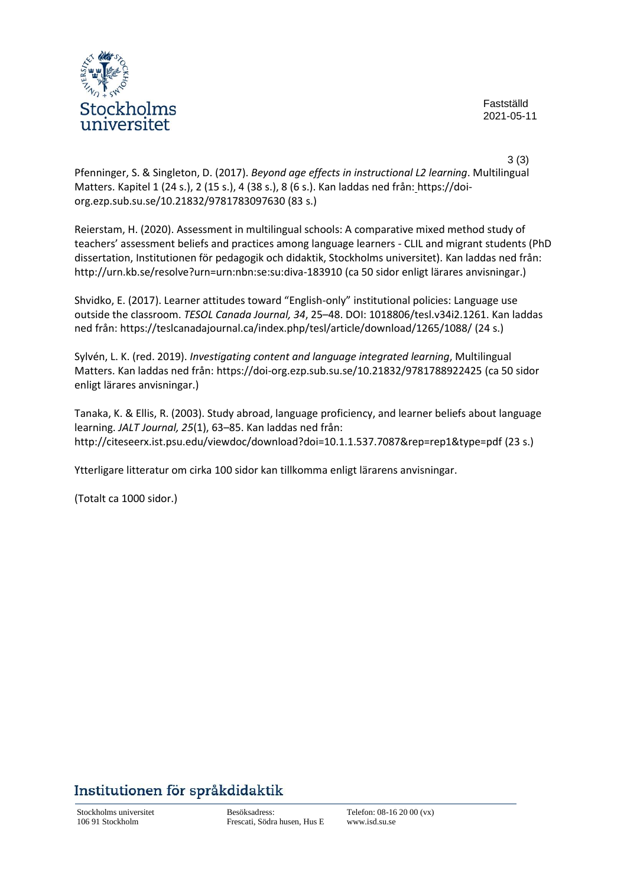Pfenninger, S. & Singleton, D. (2017). *Beyond age effects in instructional L2 learning*. Multilingual Matters. Kapitel 1 (24 s.), 2 (15 s.), 4 (38 s.), 8 (6 s.). Kan laddas ned från: https://doi-org.ezp.sub.su.se/10.21832/9781783097630 (83 s.)

Reierstam, H. (2020). Assessment in multilingual schools: A comparative mixed method study of teachers' assessment beliefs and practices among language learners - CLIL and migrant students (PhD dissertation, Institutionen för pedagogik och didaktik, Stockholms universitet). Kan laddas ned från: http://urn.kb.se/resolve?urn=urn:nbn:se:su:diva-183910 (ca 50 sidor enligt lärares anvisningar.)

Shvidko, E. (2017). Learner attitudes toward "English-only" institutional policies: Language use outside the classroom. *TESOL Canada Journal, 34*, 25–48. DOI: 1018806/tesl.v34i2.1261. Kan laddas ned från: https://teslcanadajournal.ca/index.php/tesl/article/download/1265/1088/ (24 s.)

Sylvén, L. K. (red. 2019). *Investigating content and language integrated learning*, Multilingual Matters. Kan laddas ned från: https://doi-org.ezp.sub.su.se/10.21832/9781788922425 (ca 50 sidor enligt lärares anvisningar.)

Tanaka, K. & Ellis, R. (2003). Study abroad, language proficiency, and learner beliefs about language learning. *JALT Journal, 25*(1), 63–85. Kan laddas ned från: http://citeseerx.ist.psu.edu/viewdoc/download?doi=10.1.1.537.7087&rep=rep1&type=pdf (23 s.)

Ytterligare litteratur om cirka 100 sidor kan tillkomma enligt lärarens anvisningar.

(Totalt ca 1000 sidor.)